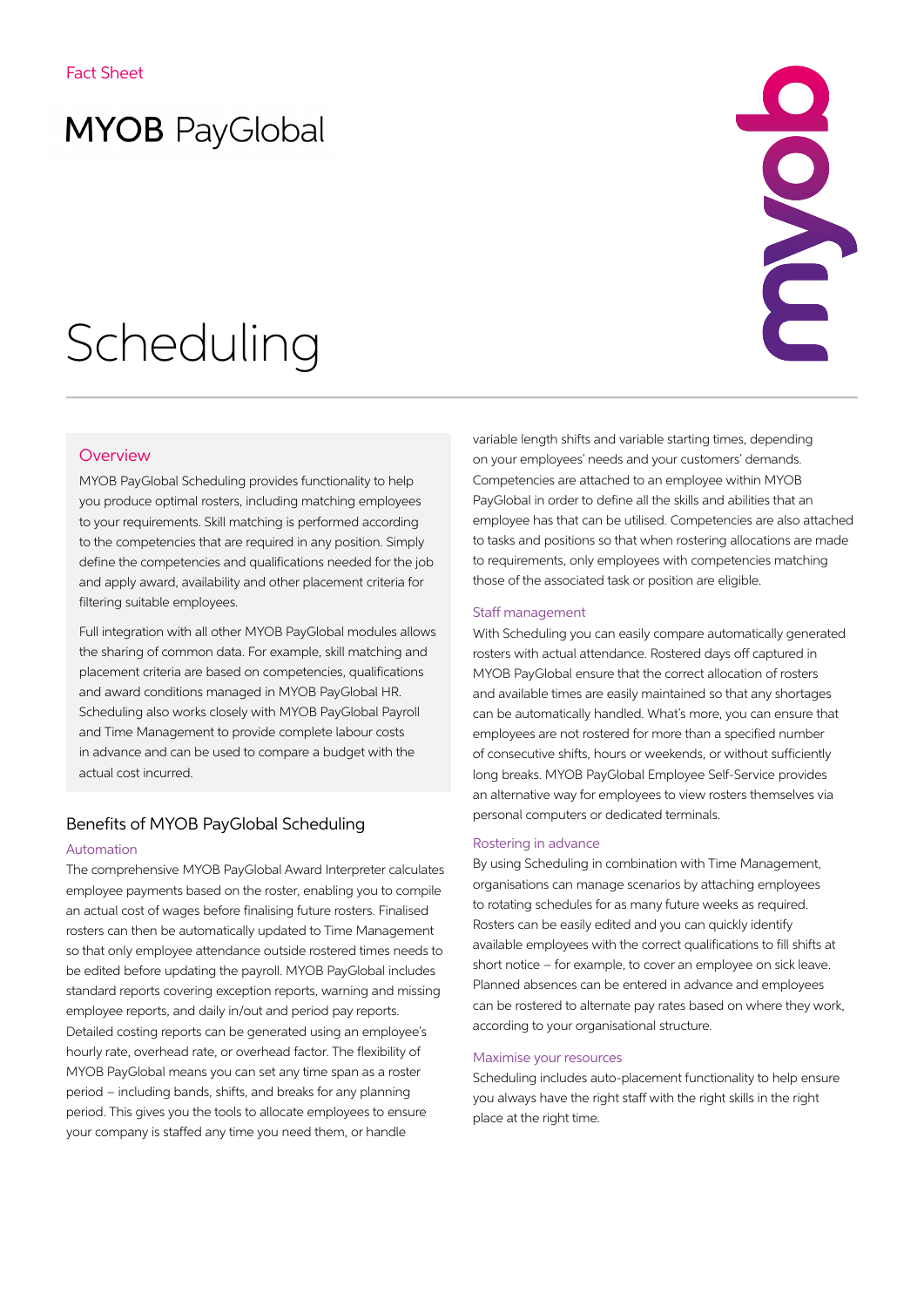Fact Sheet

MYOB PayGlobal

# Scheduling

## Overview

MYOB PayGlobal Scheduling provides functionality to help you produce optimal rosters, including matching employees to your requirements. Skill matching is performed according to the competencies that are required in any position. Simply define the competencies and qualifications needed for the job and apply award, availability and other placement criteria for filtering suitable employees.

Full integration with all other MYOB PayGlobal modules allows the sharing of common data. For example, skill matching and placement criteria are based on competencies, qualifications and award conditions managed in MYOB PayGlobal HR. Scheduling also works closely with MYOB PayGlobal Payroll and Time Management to provide complete labour costs in advance and can be used to compare a budget with the actual cost incurred.

## Benefits of MYOB PayGlobal Scheduling

### Automation

The comprehensive MYOB PayGlobal Award Interpreter calculates employee payments based on the roster, enabling you to compile an actual cost of wages before finalising future rosters. Finalised rosters can then be automatically updated to Time Management so that only employee attendance outside rostered times needs to be edited before updating the payroll. MYOB PayGlobal includes standard reports covering exception reports, warning and missing employee reports, and daily in/out and period pay reports. Detailed costing reports can be generated using an employee's hourly rate, overhead rate, or overhead factor. The flexibility of MYOB PayGlobal means you can set any time span as a roster period – including bands, shifts, and breaks for any planning period. This gives you the tools to allocate employees to ensure your company is staffed any time you need them, or handle variable length shifts and variable starting times, depending on your employees' needs and your customers' demands. Competencies are attached to an employee within MYOB PayGlobal in order to define all the skills and abilities that an employee has that can be utilised. Competencies are also attached to tasks and positions so that when rostering allocations are made to requirements, only employees with competencies matching those of the associated task or position are eligible.

### Staff management

With Scheduling you can easily compare automatically generated rosters with actual attendance. Rostered days off captured in MYOB PayGlobal ensure that the correct allocation of rosters and available times are easily maintained so that any shortages can be automatically handled. What's more, you can ensure that employees are not rostered for more than a specified number of consecutive shifts, hours or weekends, or without sufficiently long breaks. MYOB PayGlobal Employee Self-Service provides an alternative way for employees to view rosters themselves via personal computers or dedicated terminals.

### Rostering in advance

By using Scheduling in combination with Time Management, organisations can manage scenarios by attaching employees to rotating schedules for as many future weeks as required. Rosters can be easily edited and you can quickly identify available employees with the correct qualifications to fill shifts at short notice – for example, to cover an employee on sick leave. Planned absences can be entered in advance and employees can be rostered to alternate pay rates based on where they work, according to your organisational structure.

### Maximise your resources

Scheduling includes auto-placement functionality to help ensure you always have the right staff with the right skills in the right place at the right time.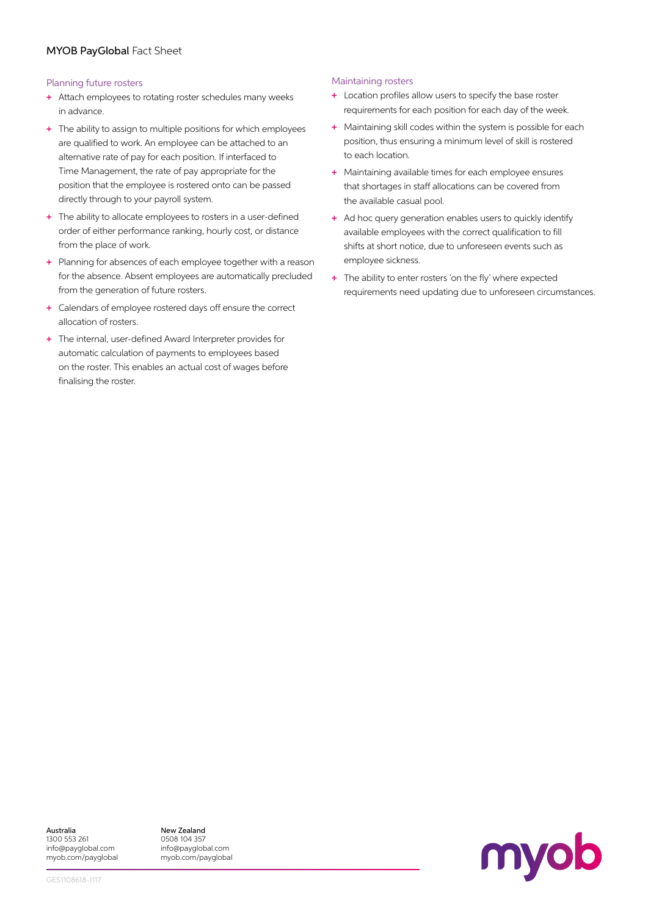### Planning future rosters

- Attach employees to rotating roster schedules many weeks in advance.
- The ability to assign to multiple positions for which employees are qualified to work. An employee can be attached to an alternative rate of pay for each position. If interfaced to Time Management, the rate of pay appropriate for the position that the employee is rostered onto can be passed directly through to your payroll system.
- The ability to allocate employees to rosters in a user-defined order of either performance ranking, hourly cost, or distance from the place of work.
- Planning for absences of each employee together with a reason for the absence. Absent employees are automatically precluded from the generation of future rosters.
- Calendars of employee rostered days off ensure the correct allocation of rosters.
- The internal, user-defined Award Interpreter provides for automatic calculation of payments to employees based on the roster. This enables an actual cost of wages before finalising the roster.

### Maintaining rosters

- Location profiles allow users to specify the base roster requirements for each position for each day of the week.
- Maintaining skill codes within the system is possible for each position, thus ensuring a minimum level of skill is rostered to each location.
- Maintaining available times for each employee ensures that shortages in staff allocations can be covered from the available casual pool.
- Ad hoc query generation enables users to quickly identify available employees with the correct qualification to fill shifts at short notice, due to unforeseen events such as employee sickness.
- The ability to enter rosters 'on the fly' where expected requirements need updating due to unforeseen circumstances.

**Australia**
1300 553 261
info@payglobal.com
myob.com/payglobal

**New Zealand**
0508 104 357
info@payglobal.com
myob.com/payglobal

GES1108618-1117